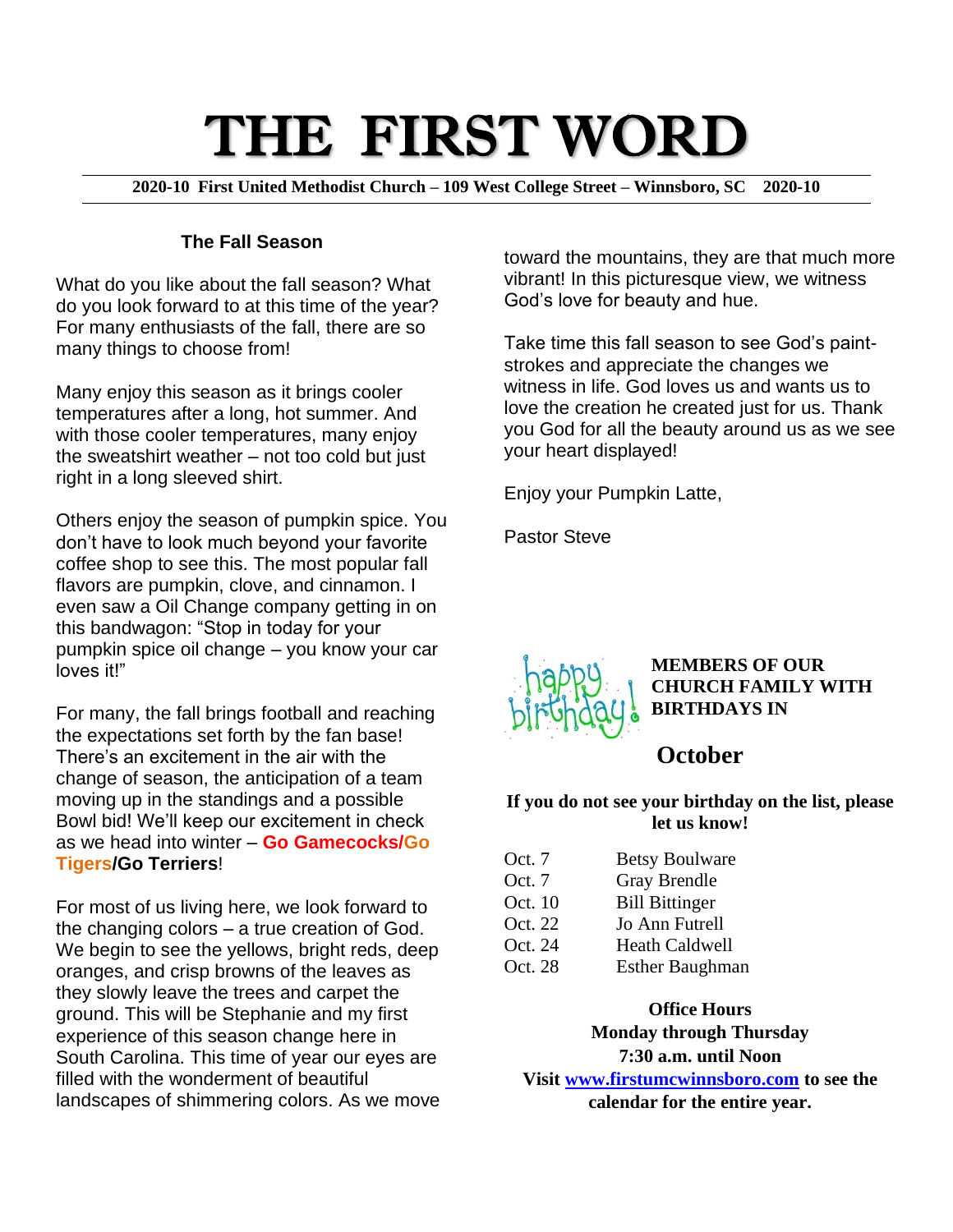# THE FIRST WORD

**2020-10 First United Methodist Church – 109 West College Street – Winnsboro, SC 2020-10**

### The Fall Season

What do you like about the fall season? What do you look forward to at this time of the year? For many enthusiasts of the fall, there are so many things to choose from!

Many enjoy this season as it brings cooler temperatures after a long, hot summer. And with those cooler temperatures, many enjoy the sweatshirt weather – not too cold but just right in a long sleeved shirt.

Others enjoy the season of pumpkin spice. You don't have to look much beyond your favorite coffee shop to see this. The most popular fall flavors are pumpkin, clove, and cinnamon. I even saw a Oil Change company getting in on this bandwagon: "Stop in today for your pumpkin spice oil change – you know your car loves it!"

For many, the fall brings football and reaching the expectations set forth by the fan base! There's an excitement in the air with the change of season, the anticipation of a team moving up in the standings and a possible Bowl bid! We'll keep our excitement in check as we head into winter – **Go Gamecocks/Go Tigers/Go Terriers**!

For most of us living here, we look forward to the changing colors – a true creation of God. We begin to see the yellows, bright reds, deep oranges, and crisp browns of the leaves as they slowly leave the trees and carpet the ground. This will be Stephanie and my first experience of this season change here in South Carolina. This time of year our eyes are filled with the wonderment of beautiful landscapes of shimmering colors. As we move toward the mountains, they are that much more vibrant! In this picturesque view, we witness God's love for beauty and hue.

Take time this fall season to see God's paint-strokes and appreciate the changes we witness in life. God loves us and wants us to love the creation he created just for us. Thank you God for all the beauty around us as we see your heart displayed!

Enjoy your Pumpkin Latte,

Pastor Steve

**MEMBERS OF OUR CHURCH FAMILY WITH BIRTHDAYS IN**

## October

**If you do not see your birthday on the list, please let us know!**

| | |
|---|---|
| Oct. 7 | Betsy Boulware |
| Oct. 7 | Gray Brendle |
| Oct. 10 | Bill Bittinger |
| Oct. 22 | Jo Ann Futrell |
| Oct. 24 | Heath Caldwell |
| Oct. 28 | Esther Baughman |

**Office Hours**
**Monday through Thursday**
**7:30 a.m. until Noon**
**Visit www.firstumcwinnsboro.com to see the calendar for the entire year.**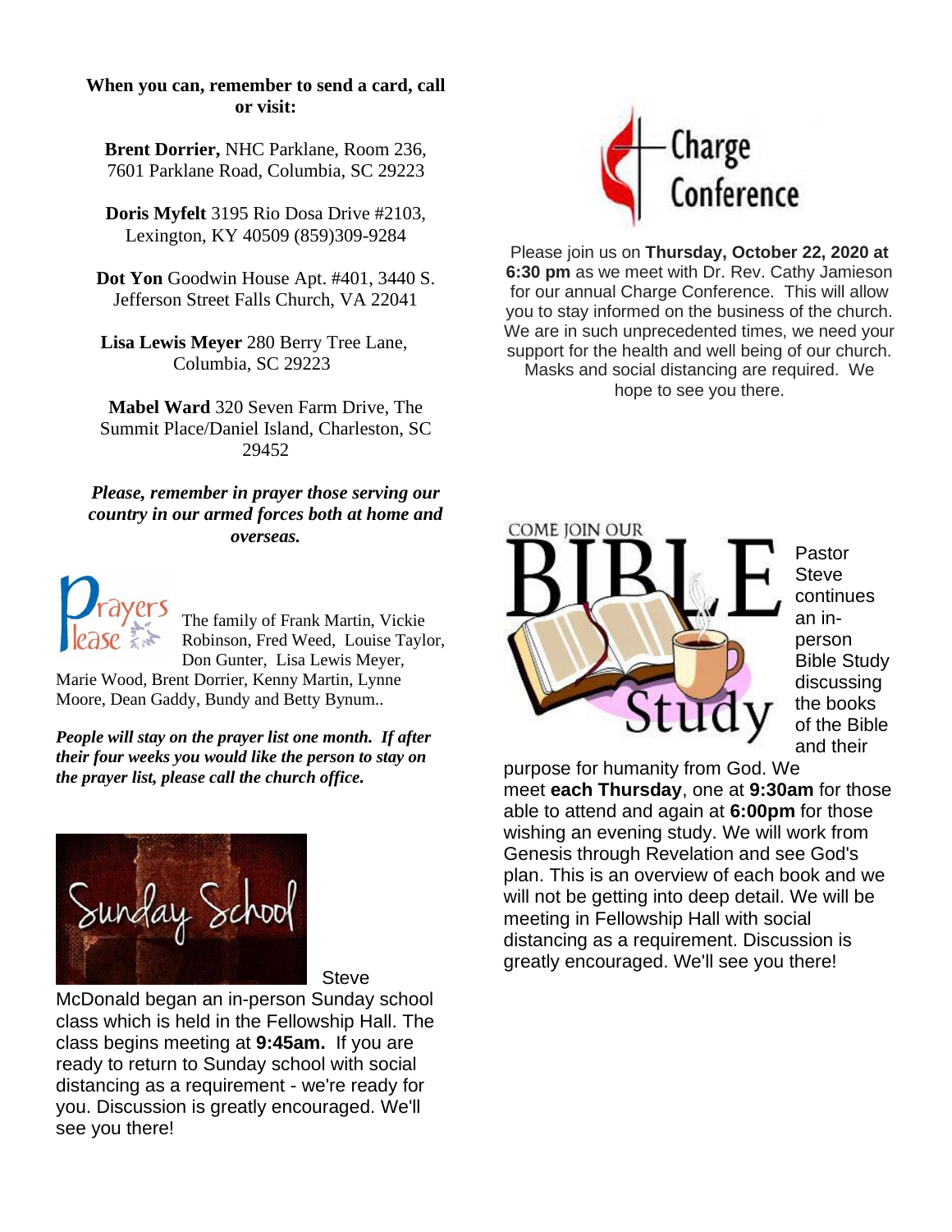**When you can, remember to send a card, call or visit:**

**Brent Dorrier,** NHC Parklane, Room 236, 7601 Parklane Road, Columbia, SC 29223

**Doris Myfelt** 3195 Rio Dosa Drive #2103, Lexington, KY 40509 (859)309-9284

**Dot Yon** Goodwin House Apt. #401, 3440 S. Jefferson Street Falls Church, VA 22041

**Lisa Lewis Meyer** 280 Berry Tree Lane, Columbia, SC 29223

**Mabel Ward** 320 Seven Farm Drive, The Summit Place/Daniel Island, Charleston, SC 29452

***Please, remember in prayer those serving our country in our armed forces both at home and overseas.***

Prayers Please

The family of Frank Martin, Vickie Robinson, Fred Weed, Louise Taylor, Don Gunter, Lisa Lewis Meyer, Marie Wood, Brent Dorrier, Kenny Martin, Lynne Moore, Dean Gaddy, Bundy and Betty Bynum..

***People will stay on the prayer list one month. If after their four weeks you would like the person to stay on the prayer list, please call the church office.***

## Sunday School

Steve McDonald began an in-person Sunday school class which is held in the Fellowship Hall. The class begins meeting at **9:45am.** If you are ready to return to Sunday school with social distancing as a requirement - we're ready for you. Discussion is greatly encouraged. We'll see you there!

## Charge Conference

Please join us on **Thursday, October 22, 2020 at 6:30 pm** as we meet with Dr. Rev. Cathy Jamieson for our annual Charge Conference. This will allow you to stay informed on the business of the church. We are in such unprecedented times, we need your support for the health and well being of our church. Masks and social distancing are required. We hope to see you there.

## Come Join Our Bible Study

Pastor Steve continues an in-person Bible Study discussing the books of the Bible and their purpose for humanity from God. We meet **each Thursday**, one at **9:30am** for those able to attend and again at **6:00pm** for those wishing an evening study. We will work from Genesis through Revelation and see God's plan. This is an overview of each book and we will not be getting into deep detail. We will be meeting in Fellowship Hall with social distancing as a requirement. Discussion is greatly encouraged. We'll see you there!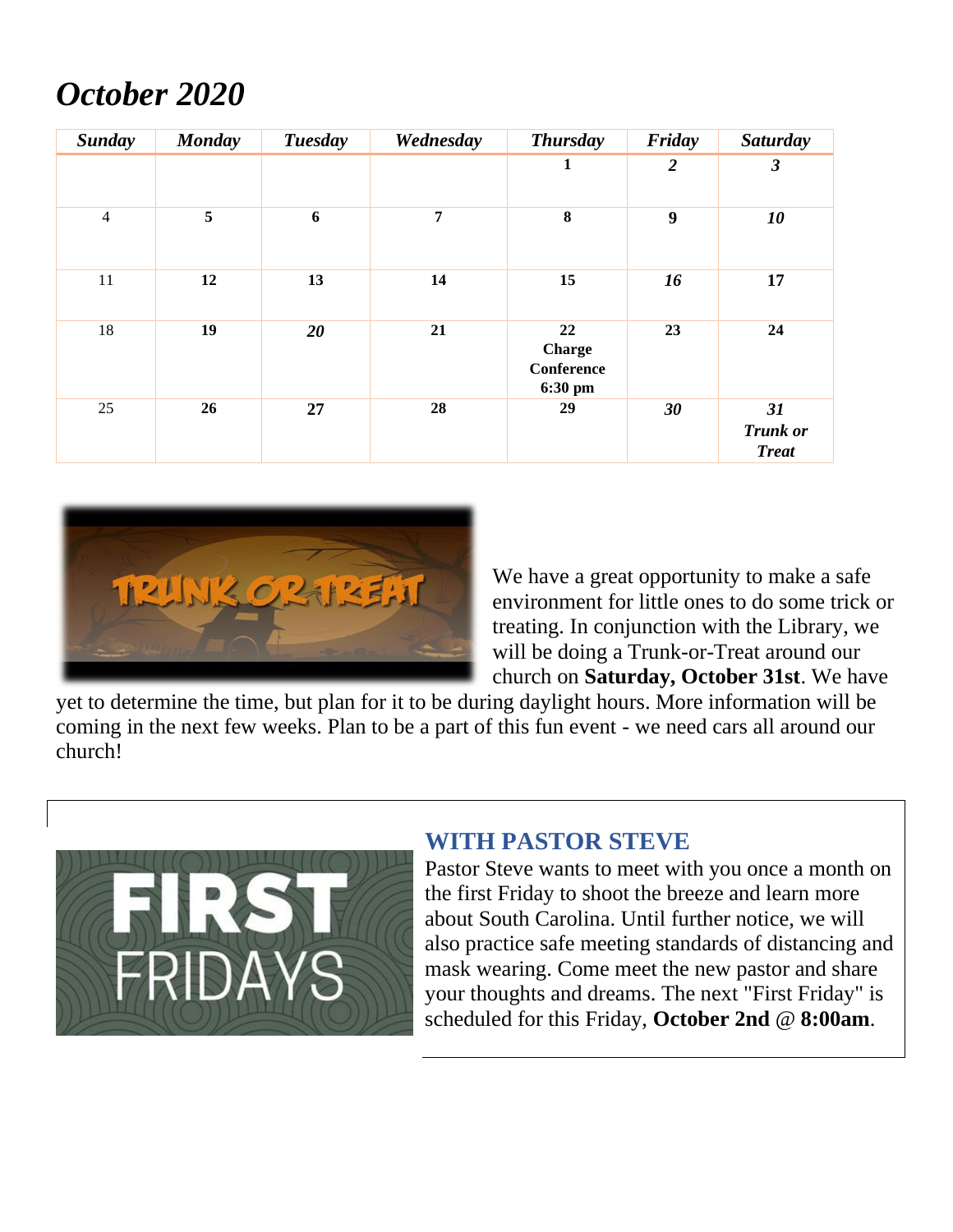# *October 2020*

| *Sunday* | *Monday* | *Tuesday* | *Wednesday* | *Thursday* | *Friday* | *Saturday* |
|---|---|---|---|---|---|---|
| | | | | **1** | ***2*** | ***3*** |
| 4 | **5** | **6** | **7** | **8** | **9** | ***10*** |
| 11 | **12** | **13** | **14** | **15** | ***16*** | **17** |
| 18 | **19** | ***20*** | **21** | **22 Charge Conference 6:30 pm** | **23** | **24** |
| 25 | **26** | **27** | **28** | **29** | ***30*** | ***31 Trunk or Treat*** |

We have a great opportunity to make a safe environment for little ones to do some trick or treating. In conjunction with the Library, we will be doing a Trunk-or-Treat around our church on **Saturday, October 31st**. We have yet to determine the time, but plan for it to be during daylight hours. More information will be coming in the next few weeks. Plan to be a part of this fun event - we need cars all around our church!

## WITH PASTOR STEVE

Pastor Steve wants to meet with you once a month on the first Friday to shoot the breeze and learn more about South Carolina. Until further notice, we will also practice safe meeting standards of distancing and mask wearing. Come meet the new pastor and share your thoughts and dreams. The next "First Friday" is scheduled for this Friday, **October 2nd** @ **8:00am**.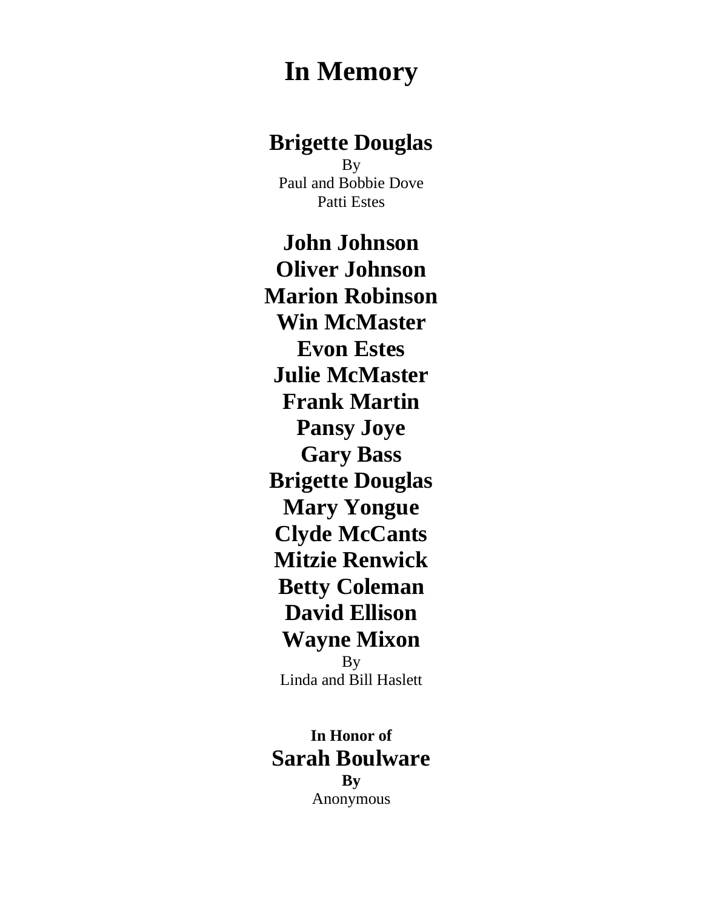# In Memory

**Brigette Douglas**

By
Paul and Bobbie Dove
Patti Estes

**John Johnson**
**Oliver Johnson**
**Marion Robinson**
**Win McMaster**
**Evon Estes**
**Julie McMaster**
**Frank Martin**
**Pansy Joye**
**Gary Bass**
**Brigette Douglas**
**Mary Yongue**
**Clyde McCants**
**Mitzie Renwick**
**Betty Coleman**
**David Ellison**
**Wayne Mixon**

By
Linda and Bill Haslett

**In Honor of**

**Sarah Boulware**

**By**
Anonymous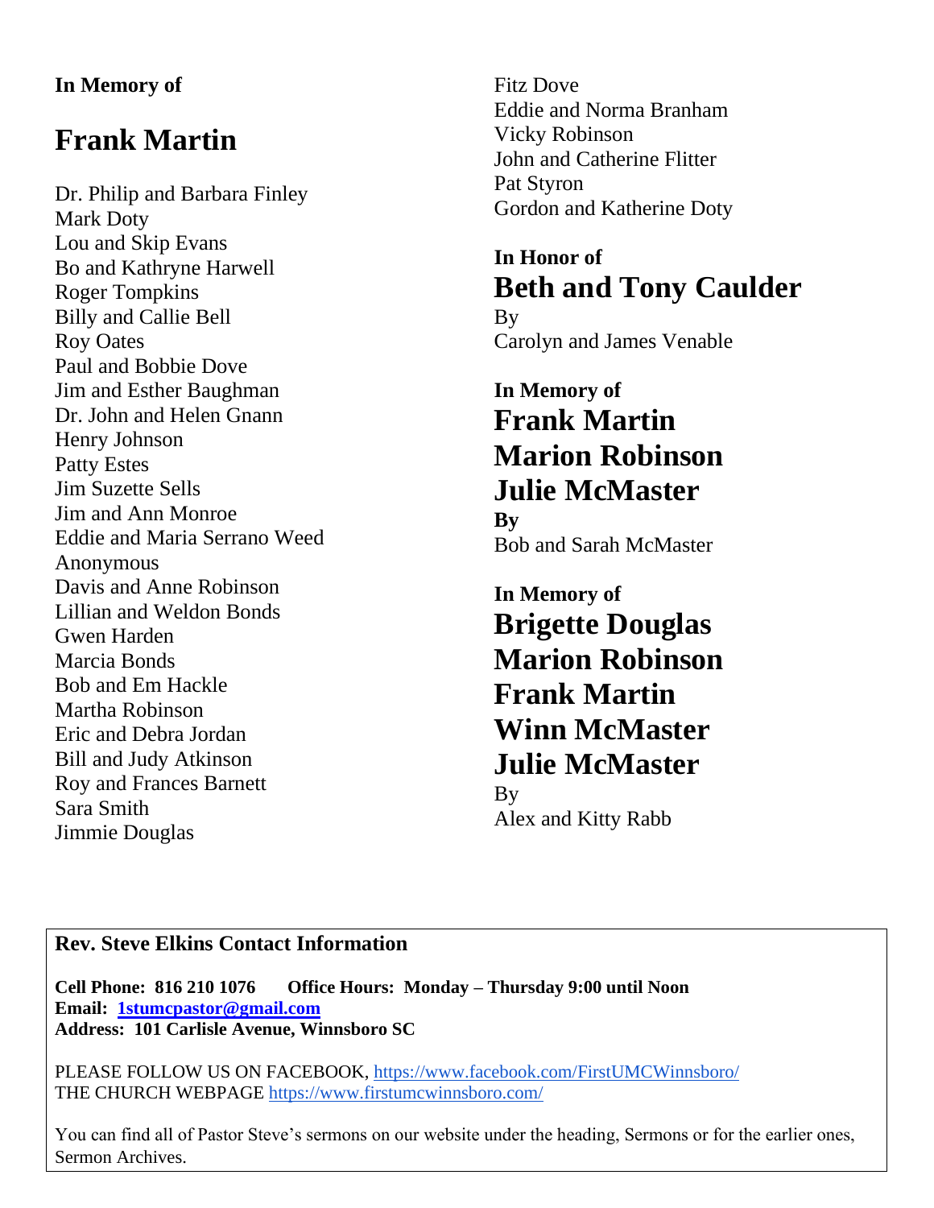**In Memory of**

# Frank Martin

Dr. Philip and Barbara Finley
Mark Doty
Lou and Skip Evans
Bo and Kathryne Harwell
Roger Tompkins
Billy and Callie Bell
Roy Oates
Paul and Bobbie Dove
Jim and Esther Baughman
Dr. John and Helen Gnann
Henry Johnson
Patty Estes
Jim Suzette Sells
Jim and Ann Monroe
Eddie and Maria Serrano Weed
Anonymous
Davis and Anne Robinson
Lillian and Weldon Bonds
Gwen Harden
Marcia Bonds
Bob and Em Hackle
Martha Robinson
Eric and Debra Jordan
Bill and Judy Atkinson
Roy and Frances Barnett
Sara Smith
Jimmie Douglas
Fitz Dove
Eddie and Norma Branham
Vicky Robinson
John and Catherine Flitter
Pat Styron
Gordon and Katherine Doty

**In Honor of**

## Beth and Tony Caulder

By
Carolyn and James Venable

**In Memory of**

## Frank Martin
## Marion Robinson
## Julie McMaster

**By**
Bob and Sarah McMaster

**In Memory of**

## Brigette Douglas
## Marion Robinson
## Frank Martin
## Winn McMaster
## Julie McMaster

By
Alex and Kitty Rabb

---

**Rev. Steve Elkins Contact Information**

**Cell Phone: 816 210 1076 Office Hours: Monday – Thursday 9:00 until Noon**
**Email: 1stumcpastor@gmail.com**
**Address: 101 Carlisle Avenue, Winnsboro SC**

PLEASE FOLLOW US ON FACEBOOK, https://www.facebook.com/FirstUMCWinnsboro/
THE CHURCH WEBPAGE https://www.firstumcwinnsboro.com/

You can find all of Pastor Steve's sermons on our website under the heading, Sermons or for the earlier ones, Sermon Archives.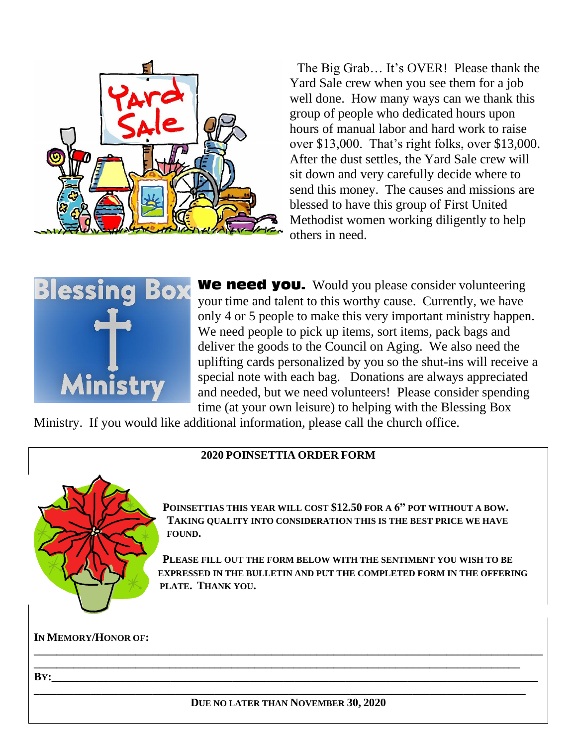The Big Grab… It's OVER! Please thank the Yard Sale crew when you see them for a job well done. How many ways can we thank this group of people who dedicated hours upon hours of manual labor and hard work to raise over $13,000. That's right folks, over $13,000. After the dust settles, the Yard Sale crew will sit down and very carefully decide where to send this money. The causes and missions are blessed to have this group of First United Methodist women working diligently to help others in need.

**We need you.** Would you please consider volunteering your time and talent to this worthy cause. Currently, we have only 4 or 5 people to make this very important ministry happen. We need people to pick up items, sort items, pack bags and deliver the goods to the Council on Aging. We also need the uplifting cards personalized by you so the shut-ins will receive a special note with each bag. Donations are always appreciated and needed, but we need volunteers! Please consider spending time (at your own leisure) to helping with the Blessing Box Ministry. If you would like additional information, please call the church office.

## 2020 POINSETTIA ORDER FORM

**POINSETTIAS THIS YEAR WILL COST $12.50 FOR A 6" POT WITHOUT A BOW. TAKING QUALITY INTO CONSIDERATION THIS IS THE BEST PRICE WE HAVE FOUND.**

**PLEASE FILL OUT THE FORM BELOW WITH THE SENTIMENT YOU WISH TO BE EXPRESSED IN THE BULLETIN AND PUT THE COMPLETED FORM IN THE OFFERING PLATE. THANK YOU.**

**IN MEMORY/HONOR OF:**

____________________________________________________________________________

____________________________________________________________________________

**BY:**__________________________________________________________________________

____________________________________________________________________________

**DUE NO LATER THAN NOVEMBER 30, 2020**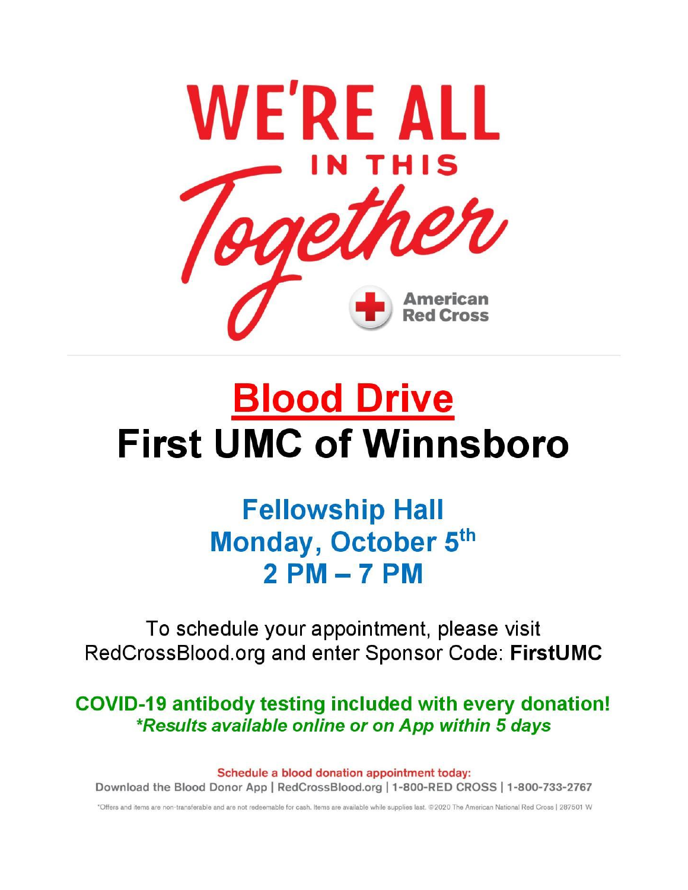# WE'RE ALL IN THIS *Together*

American Red Cross

---

# Blood Drive

# First UMC of Winnsboro

## Fellowship Hall
## Monday, October 5th
## 2 PM – 7 PM

To schedule your appointment, please visit RedCrossBlood.org and enter Sponsor Code: **FirstUMC**

**COVID-19 antibody testing included with every donation!**
***Results available online or on App within 5 days***

**Schedule a blood donation appointment today:**
**Download the Blood Donor App | RedCrossBlood.org | 1-800-RED CROSS | 1-800-733-2767**

*Offers and items are non-transferable and are not redeemable for cash. Items are available while supplies last. ©2020 The American National Red Cross | 287501 W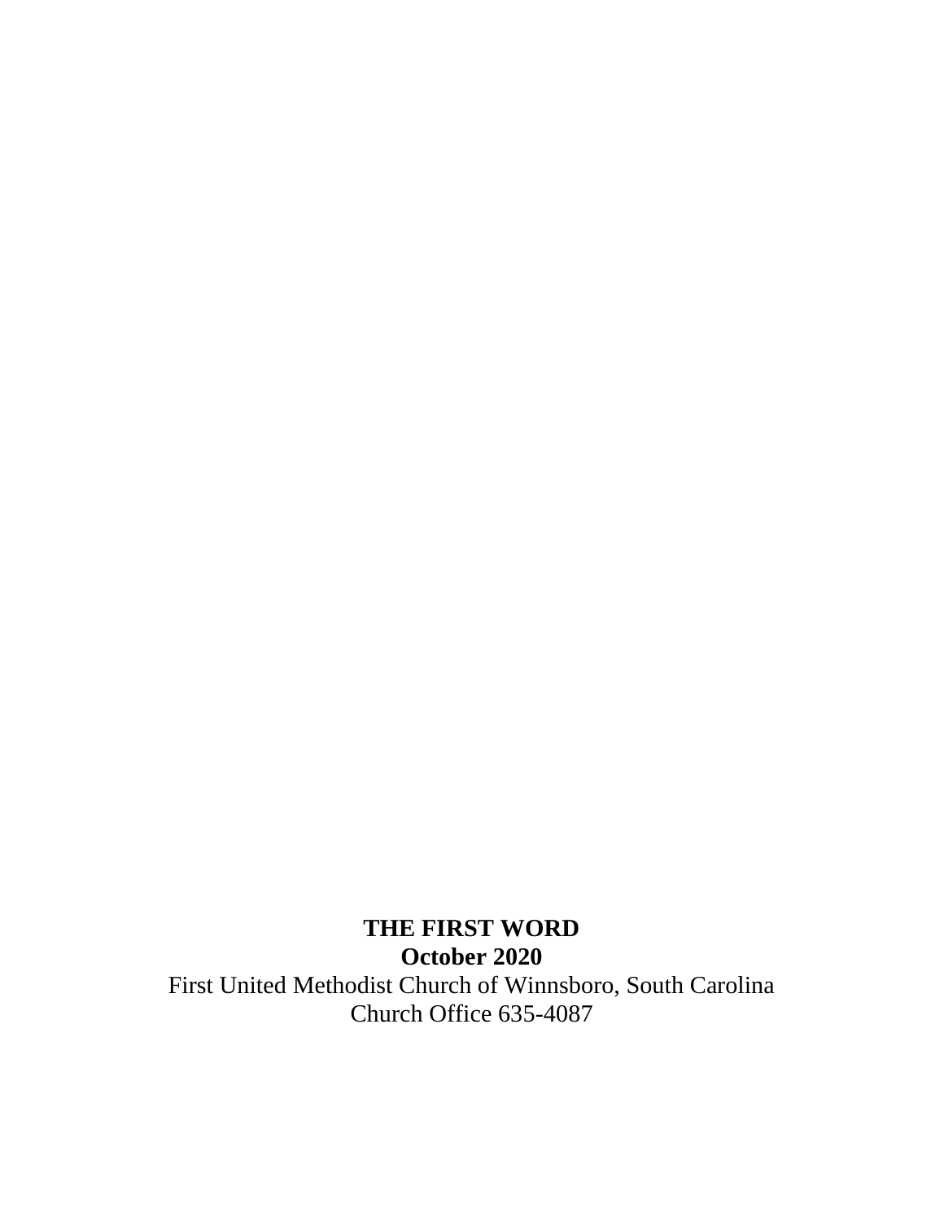**THE FIRST WORD**
**October 2020**
First United Methodist Church of Winnsboro, South Carolina
Church Office 635-4087